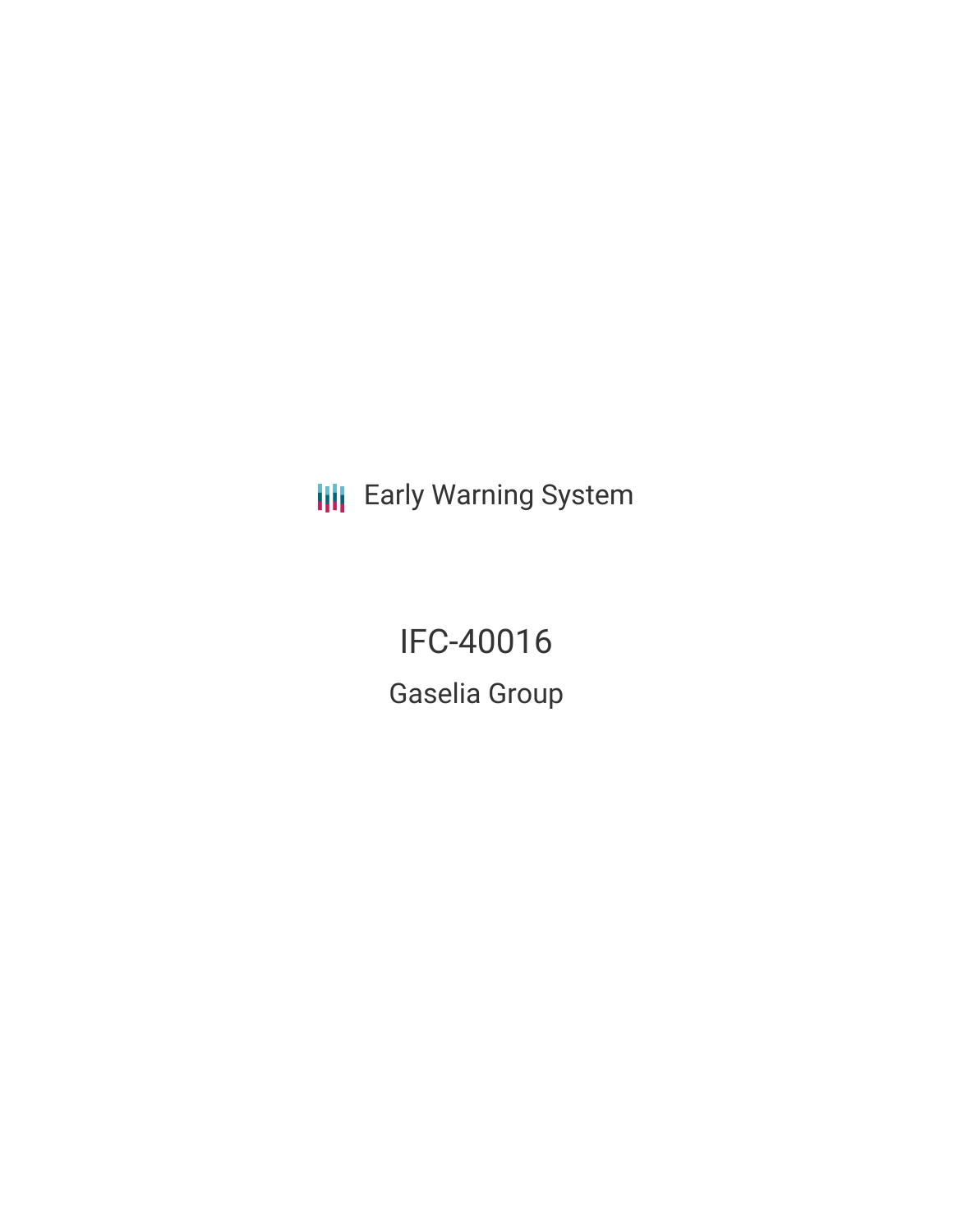Early Warning System

# IFC-40016

## Gaselia Group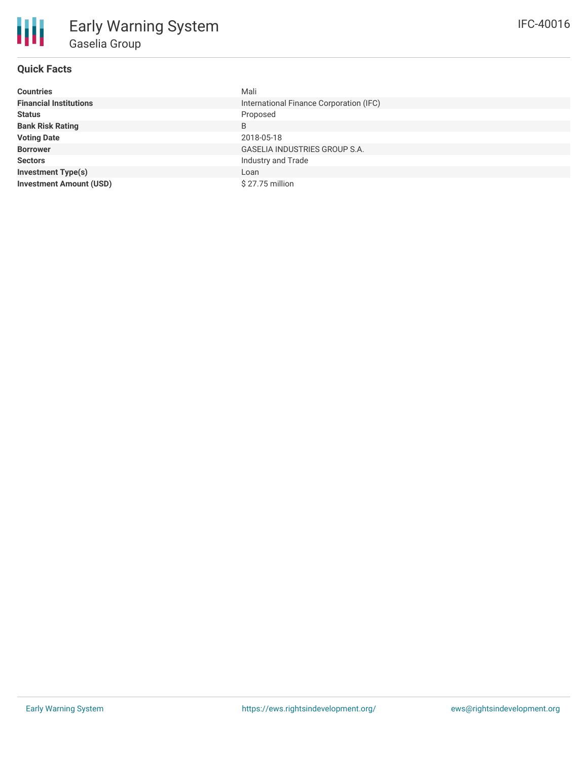# Early Warning System

## Gaselia Group

IFC-40016

### Quick Facts

| | |
|---|---|
| **Countries** | Mali |
| **Financial Institutions** | International Finance Corporation (IFC) |
| **Status** | Proposed |
| **Bank Risk Rating** | B |
| **Voting Date** | 2018-05-18 |
| **Borrower** | GASELIA INDUSTRIES GROUP S.A. |
| **Sectors** | Industry and Trade |
| **Investment Type(s)** | Loan |
| **Investment Amount (USD)** | $ 27.75 million |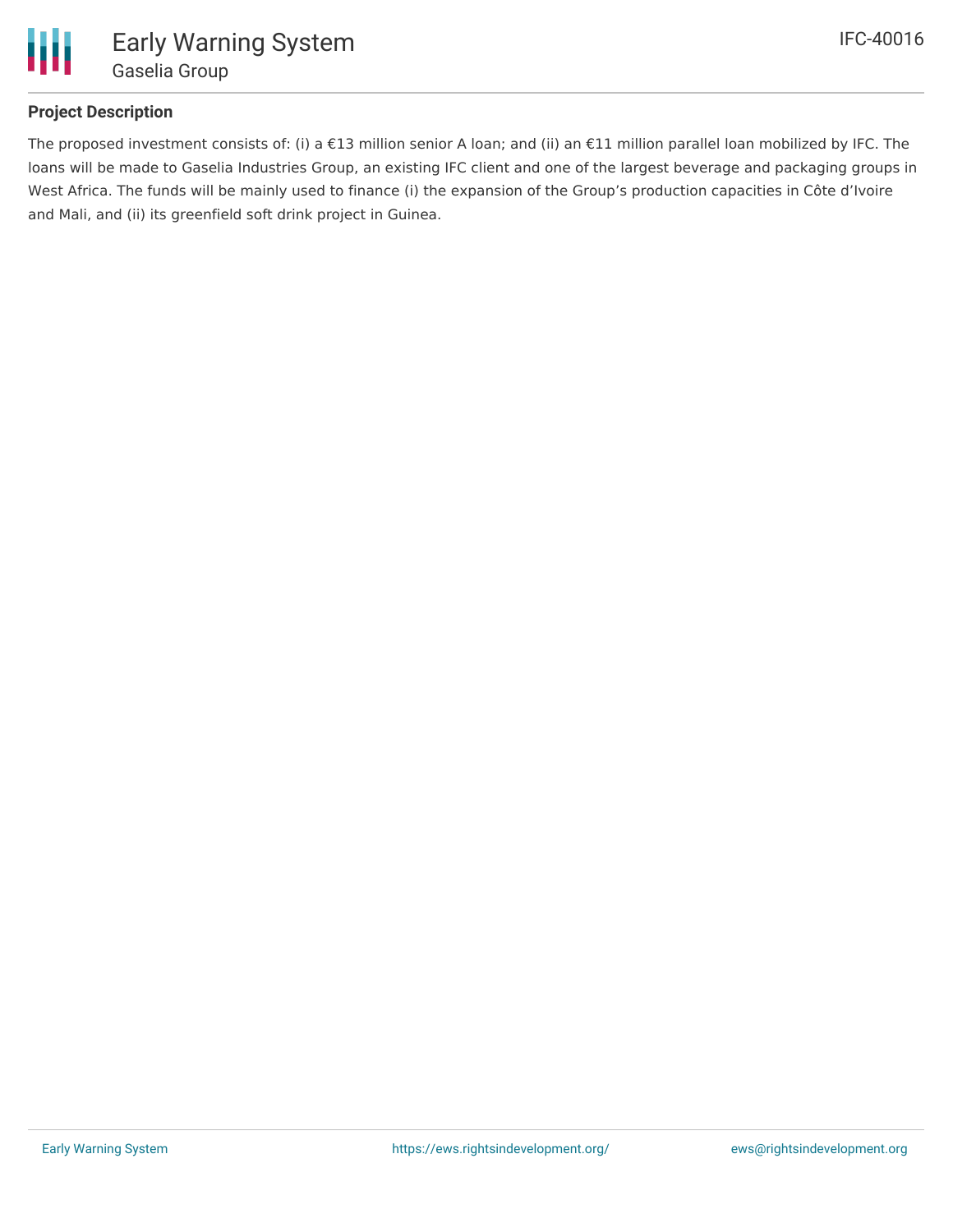### Project Description

The proposed investment consists of: (i) a €13 million senior A loan; and (ii) an €11 million parallel loan mobilized by IFC. The loans will be made to Gaselia Industries Group, an existing IFC client and one of the largest beverage and packaging groups in West Africa. The funds will be mainly used to finance (i) the expansion of the Group's production capacities in Côte d'Ivoire and Mali, and (ii) its greenfield soft drink project in Guinea.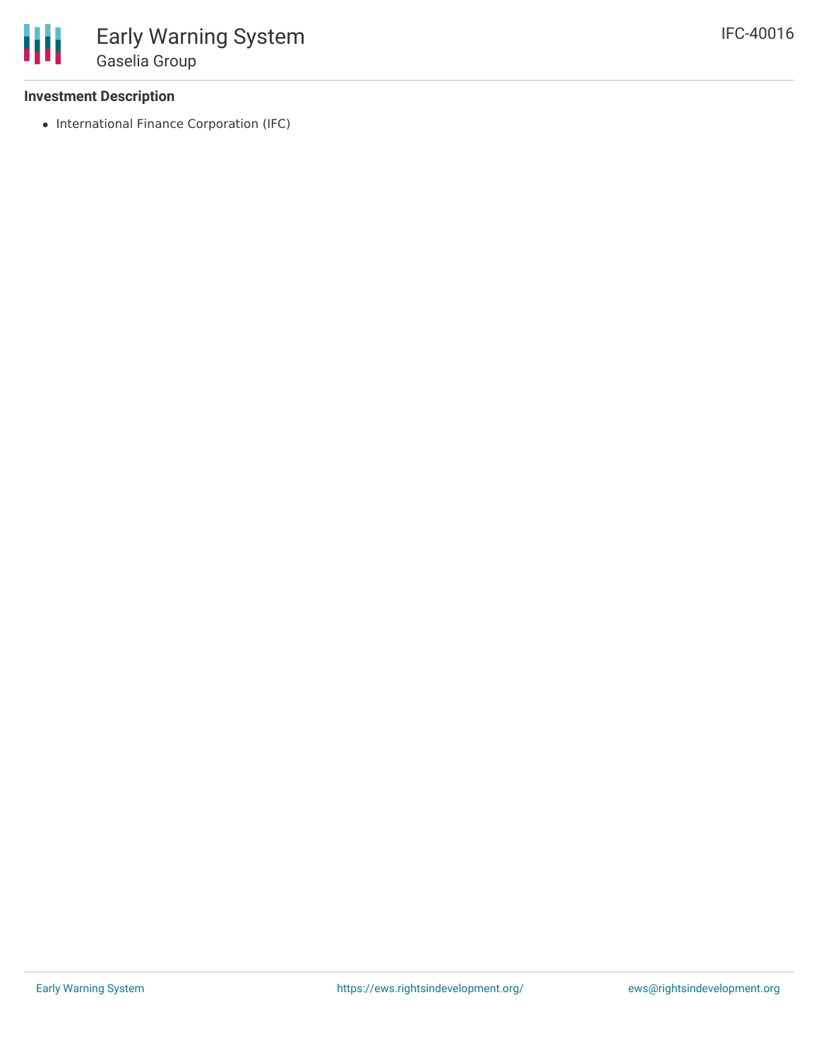### Investment Description

- International Finance Corporation (IFC)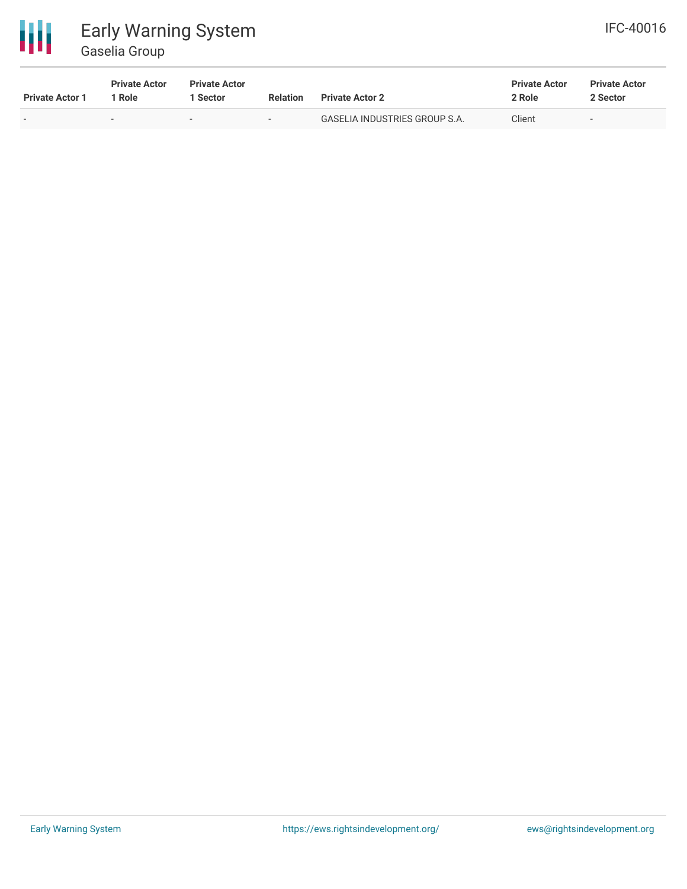| Private Actor 1 | Private Actor 1 Role | Private Actor 1 Sector | Relation | Private Actor 2 | Private Actor 2 Role | Private Actor 2 Sector |
|---|---|---|---|---|---|---|
| - | - | - | - | GASELIA INDUSTRIES GROUP S.A. | Client | - |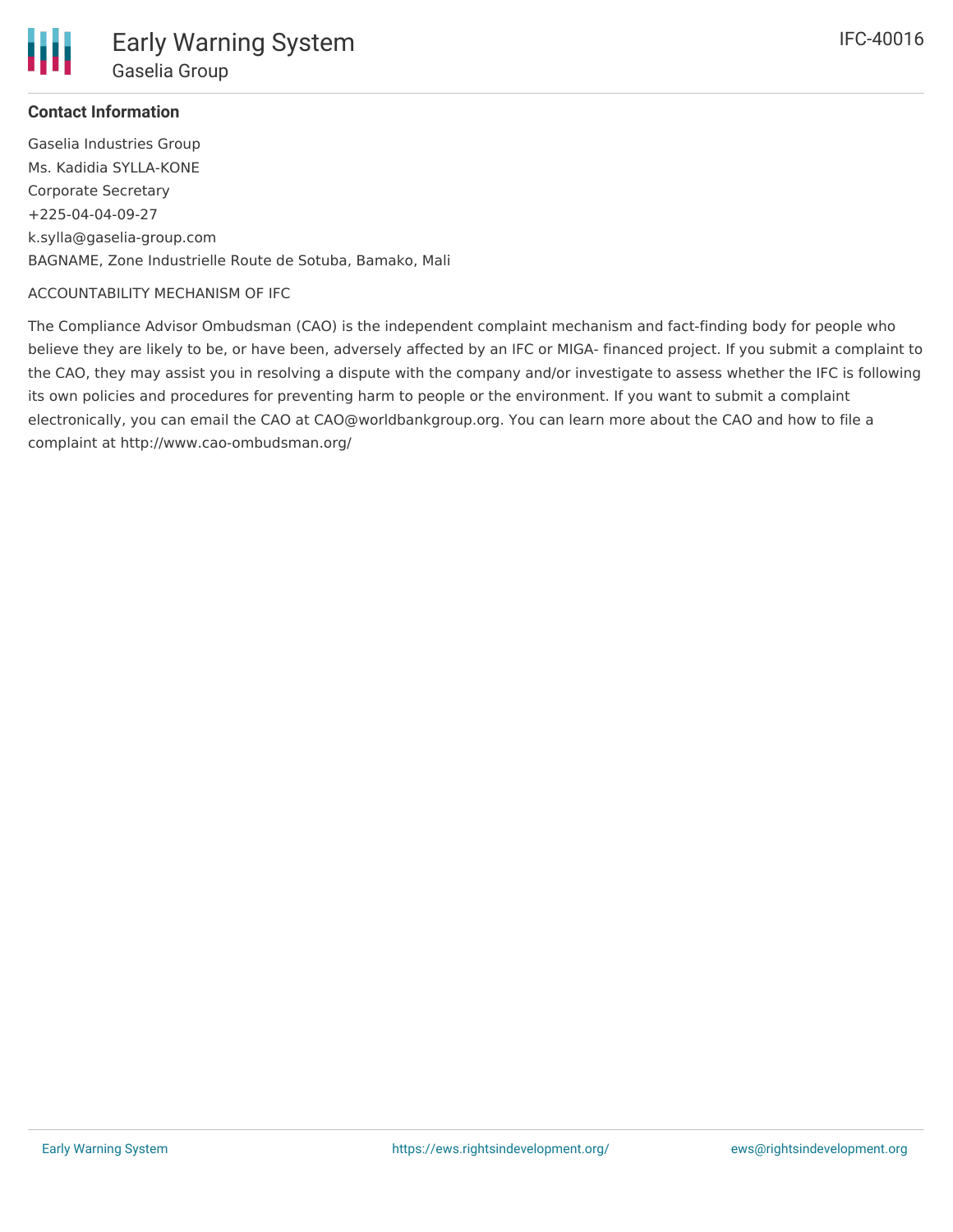### Contact Information

Gaselia Industries Group
Ms. Kadidia SYLLA-KONE
Corporate Secretary
+225-04-04-09-27
k.sylla@gaselia-group.com
BAGNAME, Zone Industrielle Route de Sotuba, Bamako, Mali

ACCOUNTABILITY MECHANISM OF IFC

The Compliance Advisor Ombudsman (CAO) is the independent complaint mechanism and fact-finding body for people who believe they are likely to be, or have been, adversely affected by an IFC or MIGA- financed project. If you submit a complaint to the CAO, they may assist you in resolving a dispute with the company and/or investigate to assess whether the IFC is following its own policies and procedures for preventing harm to people or the environment. If you want to submit a complaint electronically, you can email the CAO at CAO@worldbankgroup.org. You can learn more about the CAO and how to file a complaint at http://www.cao-ombudsman.org/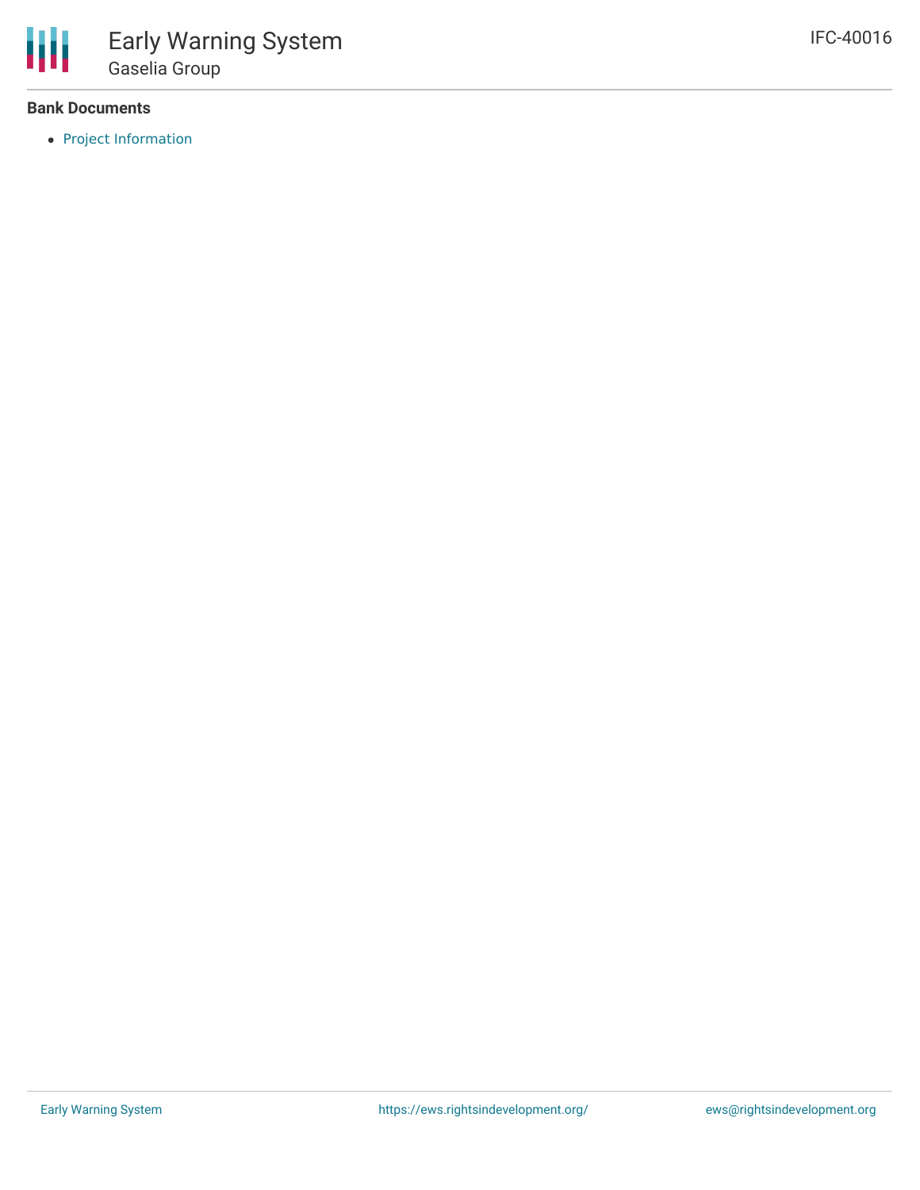**Bank Documents**

- Project Information